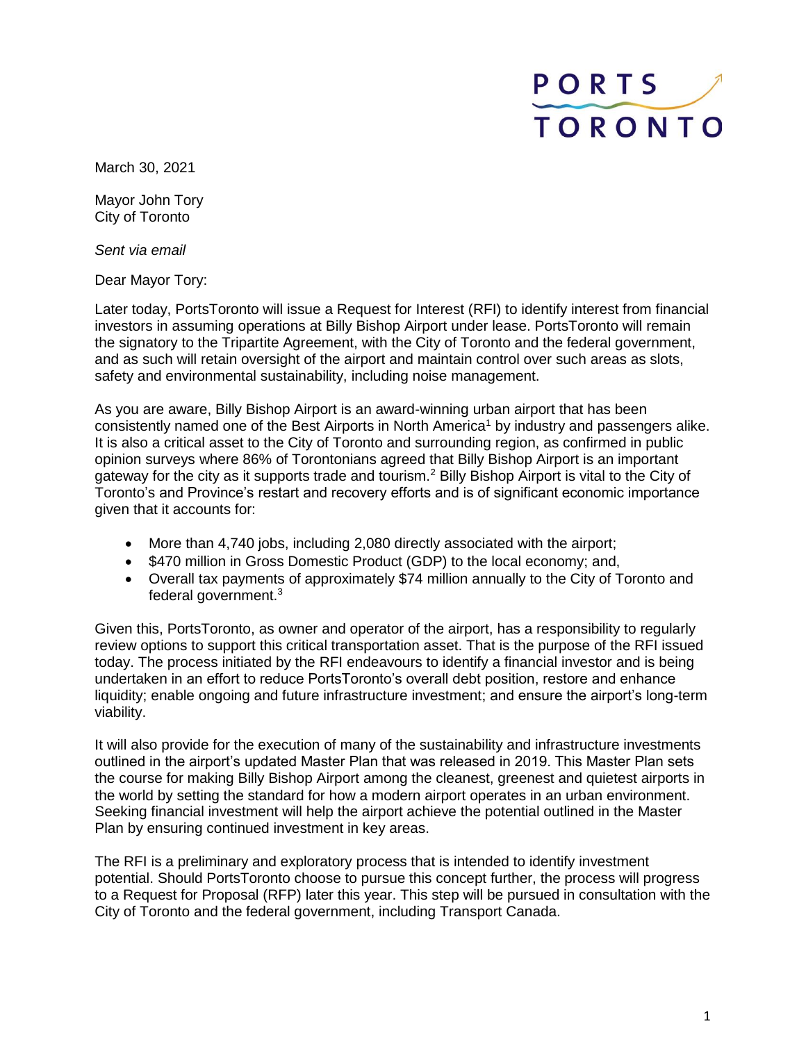PORTS TORONTO

March 30, 2021

Mayor John Tory
City of Toronto

*Sent via email*

Dear Mayor Tory:

Later today, PortsToronto will issue a Request for Interest (RFI) to identify interest from financial investors in assuming operations at Billy Bishop Airport under lease. PortsToronto will remain the signatory to the Tripartite Agreement, with the City of Toronto and the federal government, and as such will retain oversight of the airport and maintain control over such areas as slots, safety and environmental sustainability, including noise management.

As you are aware, Billy Bishop Airport is an award-winning urban airport that has been consistently named one of the Best Airports in North America[1] by industry and passengers alike. It is also a critical asset to the City of Toronto and surrounding region, as confirmed in public opinion surveys where 86% of Torontonians agreed that Billy Bishop Airport is an important gateway for the city as it supports trade and tourism.[2] Billy Bishop Airport is vital to the City of Toronto's and Province's restart and recovery efforts and is of significant economic importance given that it accounts for:

- More than 4,740 jobs, including 2,080 directly associated with the airport;
- $470 million in Gross Domestic Product (GDP) to the local economy; and,
- Overall tax payments of approximately $74 million annually to the City of Toronto and federal government.[3]

Given this, PortsToronto, as owner and operator of the airport, has a responsibility to regularly review options to support this critical transportation asset. That is the purpose of the RFI issued today. The process initiated by the RFI endeavours to identify a financial investor and is being undertaken in an effort to reduce PortsToronto's overall debt position, restore and enhance liquidity; enable ongoing and future infrastructure investment; and ensure the airport's long-term viability.

It will also provide for the execution of many of the sustainability and infrastructure investments outlined in the airport's updated Master Plan that was released in 2019. This Master Plan sets the course for making Billy Bishop Airport among the cleanest, greenest and quietest airports in the world by setting the standard for how a modern airport operates in an urban environment. Seeking financial investment will help the airport achieve the potential outlined in the Master Plan by ensuring continued investment in key areas.

The RFI is a preliminary and exploratory process that is intended to identify investment potential. Should PortsToronto choose to pursue this concept further, the process will progress to a Request for Proposal (RFP) later this year. This step will be pursued in consultation with the City of Toronto and the federal government, including Transport Canada.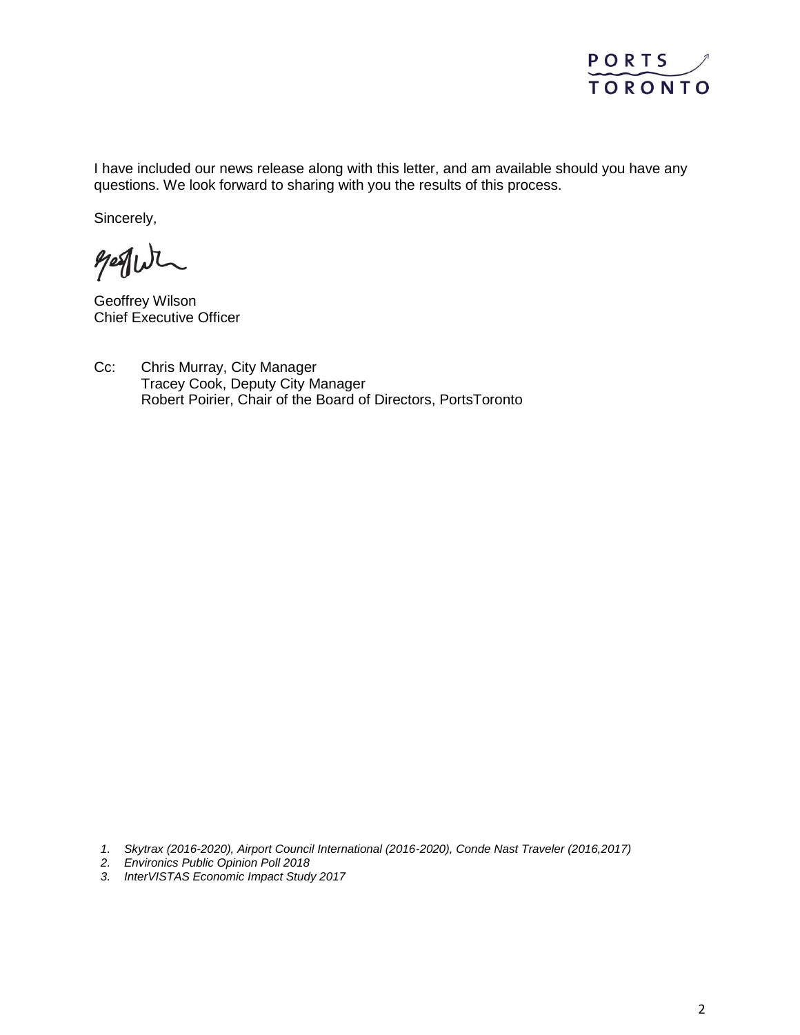I have included our news release along with this letter, and am available should you have any questions. We look forward to sharing with you the results of this process.

Sincerely,

Geoffrey Wilson
Chief Executive Officer

Cc: Chris Murray, City Manager
Tracey Cook, Deputy City Manager
Robert Poirier, Chair of the Board of Directors, PortsToronto

1. *Skytrax (2016-2020), Airport Council International (2016-2020), Conde Nast Traveler (2016,2017)*
2. *Environics Public Opinion Poll 2018*
3. *InterVISTAS Economic Impact Study 2017*